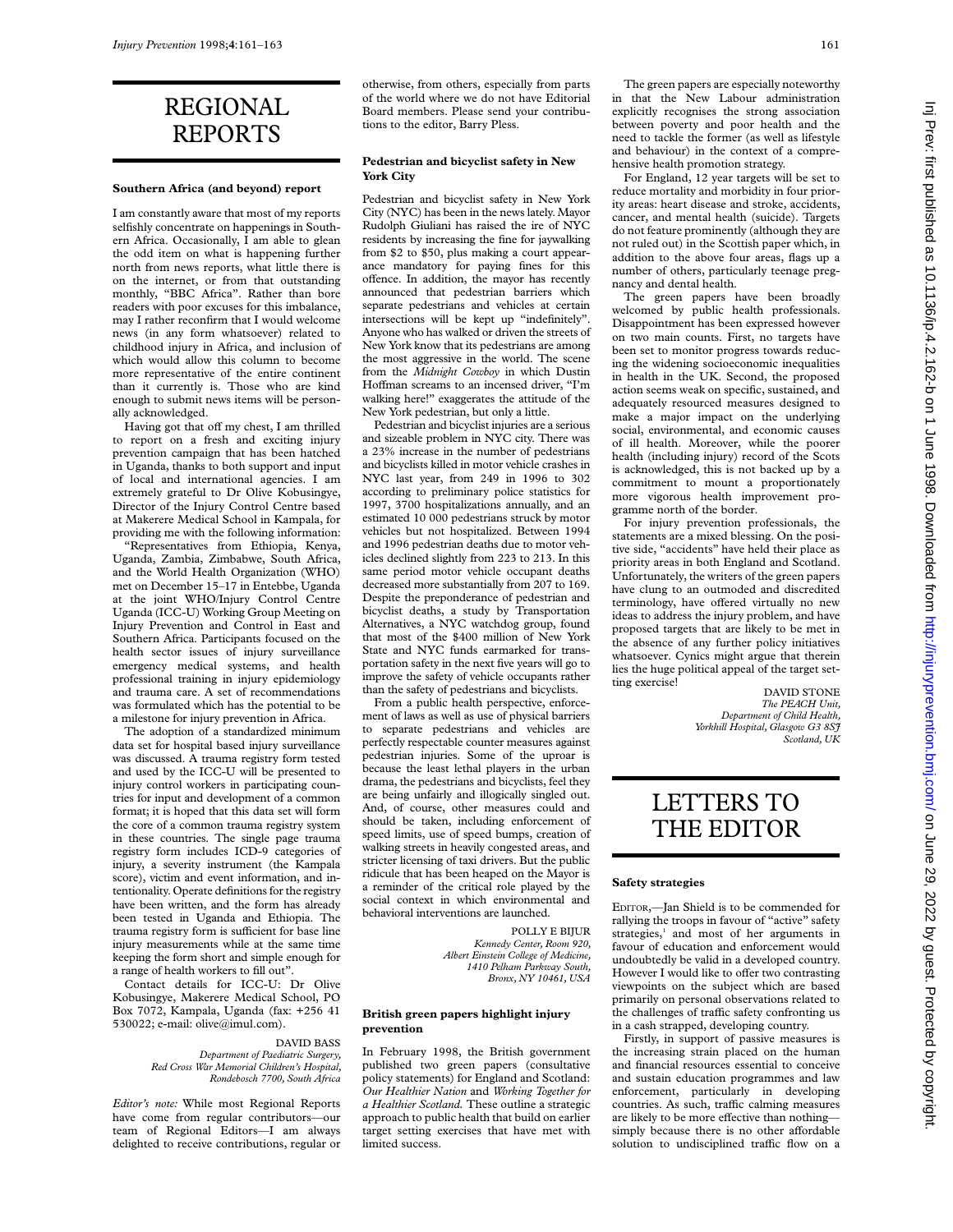# REGIONAL REPORTS

### Southern Africa (and beyond) report

I am constantly aware that most of my reports selfishly concentrate on happenings in Southern Africa. Occasionally, I am able to glean the odd item on what is happening further north from news reports, what little there is on the internet, or from that outstanding monthly, "BBC Africa". Rather than bore readers with poor excuses for this imbalance, may I rather reconfirm that I would welcome news (in any form whatsoever) related to childhood injury in Africa, and inclusion of which would allow this column to become more representative of the entire continent than it currently is. Those who are kind enough to submit news items will be personally acknowledged.

Having got that off my chest, I am thrilled to report on a fresh and exciting injury prevention campaign that has been hatched in Uganda, thanks to both support and input of local and international agencies. I am extremely grateful to Dr Olive Kobusingye, Director of the Injury Control Centre based at Makerere Medical School in Kampala, for providing me with the following information:

"Representatives from Ethiopia, Kenya, Uganda, Zambia, Zimbabwe, South Africa, and the World Health Organization (WHO) met on December 15–17 in Entebbe, Uganda at the joint WHO/Injury Control Centre Uganda (ICC-U) Working Group Meeting on Injury Prevention and Control in East and Southern Africa. Participants focused on the health sector issues of injury surveillance emergency medical systems, and health professional training in injury epidemiology and trauma care. A set of recommendations was formulated which has the potential to be a milestone for injury prevention in Africa.

The adoption of a standardized minimum data set for hospital based injury surveillance was discussed. A trauma registry form tested and used by the ICC-U will be presented to injury control workers in participating countries for input and development of a common format; it is hoped that this data set will form the core of a common trauma registry system in these countries. The single page trauma registry form includes ICD-9 categories of injury, a severity instrument (the Kampala score), victim and event information, and intentionality. Operate definitions for the registry have been written, and the form has already been tested in Uganda and Ethiopia. The trauma registry form is sufficient for base line injury measurements while at the same time keeping the form short and simple enough for a range of health workers to fill out".

Contact details for ICC-U: Dr Olive Kobusingye, Makerere Medical School, PO Box 7072, Kampala, Uganda (fax: +256 41 530022; e-mail: olive@imul.com).

DAVID BASS
*Department of Paediatric Surgery, Red Cross War Memorial Children's Hospital, Rondebosch 7700, South Africa*

*Editor's note:* While most Regional Reports have come from regular contributors—our team of Regional Editors—I am always delighted to receive contributions, regular or otherwise, from others, especially from parts of the world where we do not have Editorial Board members. Please send your contributions to the editor, Barry Pless.

### Pedestrian and bicyclist safety in New York City

Pedestrian and bicyclist safety in New York City (NYC) has been in the news lately. Mayor Rudolph Giuliani has raised the ire of NYC residents by increasing the fine for jaywalking from $2 to $50, plus making a court appearance mandatory for paying fines for this offence. In addition, the mayor has recently announced that pedestrian barriers which separate pedestrians and vehicles at certain intersections will be kept up "indefinitely". Anyone who has walked or driven the streets of New York know that its pedestrians are among the most aggressive in the world. The scene from the *Midnight Cowboy* in which Dustin Hoffman screams to an incensed driver, "I'm walking here!" exaggerates the attitude of the New York pedestrian, but only a little.

Pedestrian and bicyclist injuries are a serious and sizeable problem in NYC city. There was a 23% increase in the number of pedestrians and bicyclists killed in motor vehicle crashes in NYC last year, from 249 in 1996 to 302 according to preliminary police statistics for 1997, 3700 hospitalizations annually, and an estimated 10 000 pedestrians struck by motor vehicles but not hospitalized. Between 1994 and 1996 pedestrian deaths due to motor vehicles declined slightly from 223 to 213. In this same period motor vehicle occupant deaths decreased more substantially from 207 to 169. Despite the preponderance of pedestrian and bicyclist deaths, a study by Transportation Alternatives, a NYC watchdog group, found that most of the $400 million of New York State and NYC funds earmarked for transportation safety in the next five years will go to improve the safety of vehicle occupants rather than the safety of pedestrians and bicyclists.

From a public health perspective, enforcement of laws as well as use of physical barriers to separate pedestrians and vehicles are perfectly respectable counter measures against pedestrian injuries. Some of the uproar is because the least lethal players in the urban drama, the pedestrians and bicyclists, feel they are being unfairly and illogically singled out. And, of course, other measures could and should be taken, including enforcement of speed limits, use of speed bumps, creation of walking streets in heavily congested areas, and stricter licensing of taxi drivers. But the public ridicule that has been heaped on the Mayor is a reminder of the critical role played by the social context in which environmental and behavioral interventions are launched.

POLLY E BIJUR
*Kennedy Center, Room 920, Albert Einstein College of Medicine, 1410 Pelham Parkway South, Bronx, NY 10461, USA*

### British green papers highlight injury prevention

In February 1998, the British government published two green papers (consultative policy statements) for England and Scotland: *Our Healthier Nation* and *Working Together for a Healthier Scotland.* These outline a strategic approach to public health that build on earlier target setting exercises that have met with limited success.

The green papers are especially noteworthy in that the New Labour administration explicitly recognises the strong association between poverty and poor health and the need to tackle the former (as well as lifestyle and behaviour) in the context of a comprehensive health promotion strategy.

For England, 12 year targets will be set to reduce mortality and morbidity in four priority areas: heart disease and stroke, accidents, cancer, and mental health (suicide). Targets do not feature prominently (although they are not ruled out) in the Scottish paper which, in addition to the above four areas, flags up a number of others, particularly teenage pregnancy and dental health.

The green papers have been broadly welcomed by public health professionals. Disappointment has been expressed however on two main counts. First, no targets have been set to monitor progress towards reducing the widening socioeconomic inequalities in health in the UK. Second, the proposed action seems weak on specific, sustained, and adequately resourced measures designed to make a major impact on the underlying social, environmental, and economic causes of ill health. Moreover, while the poorer health (including injury) record of the Scots is acknowledged, this is not backed up by a commitment to mount a proportionately more vigorous health improvement programme north of the border.

For injury prevention professionals, the statements are a mixed blessing. On the positive side, "accidents" have held their place as priority areas in both England and Scotland. Unfortunately, the writers of the green papers have clung to an outmoded and discredited terminology, have offered virtually no new ideas to address the injury problem, and have proposed targets that are likely to be met in the absence of any further policy initiatives whatsoever. Cynics might argue that therein lies the huge political appeal of the target setting exercise!

DAVID STONE
*The PEACH Unit, Department of Child Health, Yorkhill Hospital, Glasgow G3 8SJ Scotland, UK*

# LETTERS TO THE EDITOR

### Safety strategies

EDITOR,—Jan Shield is to be commended for rallying the troops in favour of "active" safety strategies,[1] and most of her arguments in favour of education and enforcement would undoubtedly be valid in a developed country. However I would like to offer two contrasting viewpoints on the subject which are based primarily on personal observations related to the challenges of traffic safety confronting us in a cash strapped, developing country.

Firstly, in support of passive measures is the increasing strain placed on the human and financial resources essential to conceive and sustain education programmes and law enforcement, particularly in developing countries. As such, traffic calming measures are likely to be more effective than nothing—simply because there is no other affordable solution to undisciplined traffic flow on a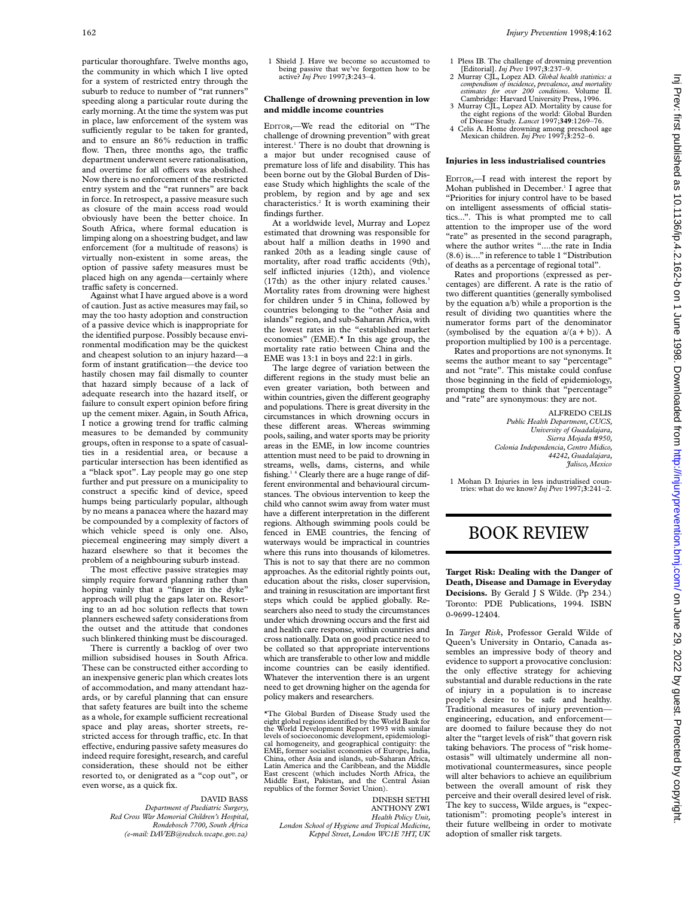particular thoroughfare. Twelve months ago, the community in which which I live opted for a system of restricted entry through the suburb to reduce to number of "rat runners" speeding along a particular route during the early morning. At the time the system was put in place, law enforcement of the system was sufficiently regular to be taken for granted, and to ensure an 86% reduction in traffic flow. Then, three months ago, the traffic department underwent severe rationalisation, and overtime for all officers was abolished. Now there is no enforcement of the restricted entry system and the "rat runners" are back in force. In retrospect, a passive measure such as closure of the main access road would obviously have been the better choice. In South Africa, where formal education is limping along on a shoestring budget, and law enforcement (for a multitude of reasons) is virtually non-existent in some areas, the option of passive safety measures must be placed high on any agenda—certainly where traffic safety is concerned.

Against what I have argued above is a word of caution. Just as active measures may fail, so may the too hasty adoption and construction of a passive device which is inappropriate for the identified purpose. Possibly because environmental modification may be the quickest and cheapest solution to an injury hazard—a form of instant gratification—the device too hastily chosen may fail dismally to counter that hazard simply because of a lack of adequate research into the hazard itself, or failure to consult expert opinion before firing up the cement mixer. Again, in South Africa, I notice a growing trend for traffic calming measures to be demanded by community groups, often in response to a spate of casualties in a residential area, or because a particular intersection has been identified as a "black spot". Lay people may go one step further and put pressure on a municipality to construct a specific kind of device, speed humps being particularly popular, although by no means a panacea where the hazard may be compounded by a complexity of factors of which vehicle speed is only one. Also, piecemeal engineering may simply divert a hazard elsewhere so that it becomes the problem of a neighbouring suburb instead.

The most effective passive strategies may simply require forward planning rather than hoping vainly that a "finger in the dyke" approach will plug the gaps later on. Resorting to an ad hoc solution reflects that town planners eschewed safety considerations from the outset and the attitude that condones such blinkered thinking must be discouraged.

There is currently a backlog of over two million subsidised houses in South Africa. These can be constructed either according to an inexpensive generic plan which creates lots of accommodation, and many attendant hazards, or by careful planning that can ensure that safety features are built into the scheme as a whole, for example sufficient recreational space and play areas, shorter streets, restricted access for through traffic, etc. In that effective, enduring passive safety measures do indeed require foresight, research, and careful consideration, these should not be either resorted to, or denigrated as a "cop out", or even worse, as a quick fix.

DAVID BASS
*Department of Paediatric Surgery,*
*Red Cross War Memorial Children's Hospital,*
*Rondebosch 7700, South Africa*
*(e-mail: DAVEB@redxch.wcape.gov.za)*

1 Shield J. Have we become so accustomed to being passive that we've forgotten how to be active? *Inj Prev* 1997;**3**:243–4.

### Challenge of drowning prevention in low and middle income countries

EDITOR,—We read the editorial on "The challenge of drowning prevention" with great interest.[1] There is no doubt that drowning is a major but under recognised cause of premature loss of life and disability. This has been borne out by the Global Burden of Disease Study which highlights the scale of the problem, by region and by age and sex characteristics.[2] It is worth examining their findings further.

At a worldwide level, Murray and Lopez estimated that drowning was responsible for about half a million deaths in 1990 and ranked 20th as a leading single cause of mortality, after road traffic accidents (9th), self inflicted injuries (12th), and violence (17th) as the other injury related causes.[3] Mortality rates from drowning were highest for children under 5 in China, followed by countries belonging to the "other Asia and islands" region, and sub-Saharan Africa, with the lowest rates in the "established market economies" (EME).* In this age group, the mortality rate ratio between China and the EME was 13:1 in boys and 22:1 in girls.

The large degree of variation between the different regions in the study must belie an even greater variation, both between and within countries, given the different geography and populations. There is great diversity in the circumstances in which drowning occurs in these different areas. Whereas swimming pools, sailing, and water sports may be priority areas in the EME, in low income countries attention must need to be paid to drowning in streams, wells, dams, cisterns, and while fishing.[1,4] Clearly there are a huge range of different environmental and behavioural circumstances. The obvious intervention to keep the child who cannot swim away from water must have a different interpretation in the different regions. Although swimming pools could be fenced in EME countries, the fencing of waterways would be impractical in countries where this runs into thousands of kilometres. This is not to say that there are no common approaches. As the editorial rightly points out, education about the risks, closer supervision, and training in resuscitation are important first steps which could be applied globally. Researchers also need to study the circumstances under which drowning occurs and the first aid and health care response, within countries and cross nationally. Data on good practice need to be collated so that appropriate interventions which are transferable to other low and middle income countries can be easily identified. Whatever the intervention there is an urgent need to get drowning higher on the agenda for policy makers and researchers.

*The Global Burden of Disease Study used the eight global regions identified by the World Bank for the World Development Report 1993 with similar levels of socioeconomic development, epidemiological homogeneity, and geographical contiguity: the EME, former socialist economies of Europe, India, China, other Asia and islands, sub-Saharan Africa, Latin America and the Caribbean, and the Middle East crescent (which includes North Africa, the Middle East, Pakistan, and the Central Asian republics of the former Soviet Union).

DINESH SETHI
ANTHONY ZWI
*Health Policy Unit,*
*London School of Hygiene and Tropical Medicine,*
*Keppel Street, London WC1E 7HT, UK*

1 Pless IB. The challenge of drowning prevention [Editorial]. *Inj Prev* 1997;**3**:237–9.
2 Murray CJL, Lopez AD. *Global health statistics: a compendium of incidence, prevalence, and mortality estimates for over 200 conditions*. Volume II. Cambridge: Harvard University Press, 1996.
3 Murray CJL, Lopez AD. Mortality by cause for the eight regions of the world: Global Burden of Disease Study. *Lancet* 1997;**349**:1269–76.
4 Celis A. Home drowning among preschool age Mexican children. *Inj Prev* 1997;**3**:252–6.

### Injuries in less industrialised countries

EDITOR,—I read with interest the report by Mohan published in December.[1] I agree that "Priorities for injury control have to be based on intelligent assessments of official statistics...". This is what prompted me to call attention to the improper use of the word "rate" as presented in the second paragraph, where the author writes "....the rate in India (8.6) is...." in reference to table 1 "Distribution of deaths as a percentage of regional total".

Rates and proportions (expressed as percentages) are different. A rate is the ratio of two different quantities (generally symbolised by the equation a/b) while a proportion is the result of dividing two quantities where the numerator forms part of the denominator (symbolised by the equation $a/(a + b)$). A proportion multiplied by 100 is a percentage.

Rates and proportions are not synonyms. It seems the author meant to say "percentage" and not "rate". This mistake could confuse those beginning in the field of epidemiology, prompting them to think that "percentage" and "rate" are synonymous: they are not.

ALFREDO CELIS
*Public Health Department, CUCS,*
*University of Guadalajara,*
*Sierra Mojada #950,*
*Colonia Independencia, Centro Midico,*
*44242, Guadalajara,*
*Jalisco, Mexico*

1 Mohan D. Injuries in less industrialised countries: what do we know? *Inj Prev* 1997;**3**:241–2.

# BOOK REVIEW

**Target Risk: Dealing with the Danger of Death, Disease and Damage in Everyday Decisions.** By Gerald J S Wilde. (Pp 234.) Toronto: PDE Publications, 1994. ISBN 0-9699-12404.

In *Target Risk*, Professor Gerald Wilde of Queen's University in Ontario, Canada assembles an impressive body of theory and evidence to support a provocative conclusion: the only effective strategy for achieving substantial and durable reductions in the rate of injury in a population is to increase people's desire to be safe and healthy. Traditional measures of injury prevention—engineering, education, and enforcement—are doomed to failure because they do not alter the "target levels of risk" that govern risk taking behaviors. The process of "risk homeostasis" will ultimately undermine all non-motivational countermeasures, since people will alter behaviors to achieve an equilibrium between the overall amount of risk they perceive and their overall desired level of risk. The key to success, Wilde argues, is "expectationism": promoting people's interest in their future wellbeing in order to motivate adoption of smaller risk targets.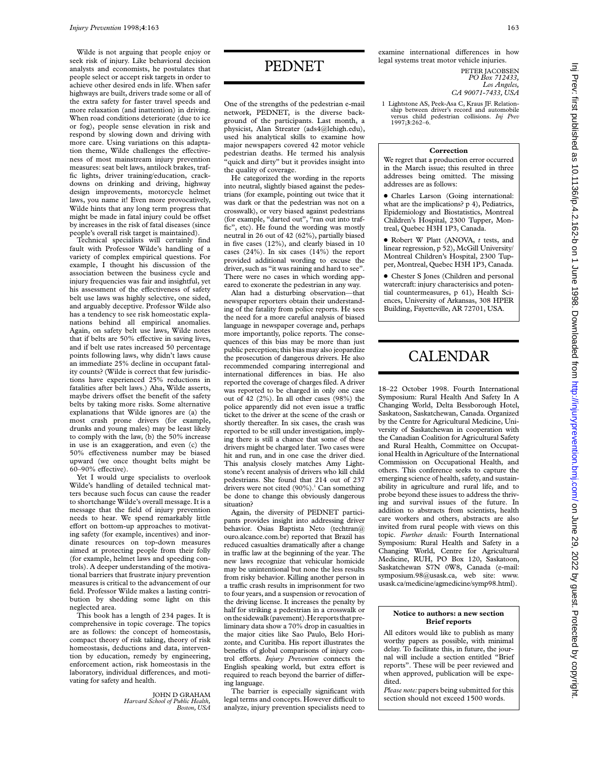Wilde is not arguing that people enjoy or seek risk of injury. Like behavioral decision analysts and economists, he postulates that people select or accept risk targets in order to achieve other desired ends in life. When safer highways are built, drivers trade some or all of the extra safety for faster travel speeds and more relaxation (and inattention) in driving. When road conditions deteriorate (due to ice or fog), people sense elevation in risk and respond by slowing down and driving with more care. Using variations on this adaptation theme, Wilde challenges the effectiveness of most mainstream injury prevention measures: seat belt laws, antilock brakes, traffic lights, driver training/education, crackdowns on drinking and driving, highway design improvements, motorcycle helmet laws, you name it! Even more provocatively, Wilde hints that any long term progress that might be made in fatal injury could be offset by increases in the risk of fatal diseases (since people's overall risk target is maintained).

Technical specialists will certainly find fault with Professor Wilde's handling of a variety of complex empirical questions. For example, I thought his discussion of the association between the business cycle and injury frequencies was fair and insightful, yet his assessment of the effectiveness of safety belt use laws was highly selective, one sided, and arguably deceptive. Professor Wilde also has a tendency to see risk homeostatic explanations behind all empirical anomalies. Again, on safety belt use laws, Wilde notes that if belts are 50% effective in saving lives, and if belt use rates increased 50 percentage points following laws, why didn't laws cause an immediate 25% decline in occupant fatality counts? (Wilde is correct that few jurisdictions have experienced 25% reductions in fatalities after belt laws.) Aha, Wilde asserts, maybe drivers offset the benefit of the safety belts by taking more risks. Some alternative explanations that Wilde ignores are (a) the most crash prone drivers (for example, drunks and young males) may be least likely to comply with the law, (b) the 50% increase in use is an exaggeration, and even (c) the 50% effectiveness number may be biased upward (we once thought belts might be 60–90% effective).

Yet I would urge specialists to overlook Wilde's handling of detailed technical matters because such focus can cause the reader to shortchange Wilde's overall message. It is a message that the field of injury prevention needs to hear. We spend remarkably little effort on bottom-up approaches to motivating safety (for example, incentives) and inordinate resources on top-down measures aimed at protecting people from their folly (for example, helmet laws and speeding controls). A deeper understanding of the motivational barriers that frustrate injury prevention measures is critical to the advancement of our field. Professor Wilde makes a lasting contribution by shedding some light on this neglected area.

This book has a length of 234 pages. It is comprehensive in topic coverage. The topics are as follows: the concept of homeostasis, compact theory of risk taking, theory of risk homeostasis, deductions and data, intervention by education, remedy by engineering, enforcement action, risk homeostasis in the laboratory, individual differences, and motivating for safety and health.

JOHN D GRAHAM
*Harvard School of Public Health, Boston, USA*

# PEDNET

One of the strengths of the pedestrian e-mail network, PEDNET, is the diverse background of the participants. Last month, a physicist, Alan Streater (ads4@lehigh.edu), used his analytical skills to examine how major newspapers covered 42 motor vehicle pedestrian deaths. He termed his analysis "quick and dirty" but it provides insight into the quality of coverage.

He categorized the wording in the reports into neutral, slightly biased against the pedestrians (for example, pointing out twice that it was dark or that the pedestrian was not on a crosswalk), or very biased against pedestrians (for example, "darted out", "ran out into traffic", etc). He found the wording was mostly neutral in 26 out of 42 (62%), partially biased in five cases (12%), and clearly biased in 10 cases (24%). In six cases (14%) the report provided additional wording to excuse the driver, such as "it was raining and hard to see". There were no cases in which wording appeared to exonerate the pedestrian in any way.

Alan had a disturbing observation—that newspaper reporters obtain their understanding of the fatality from police reports. He sees the need for a more careful analysis of biased language in newspaper coverage and, perhaps more importantly, police reports. The consequences of this bias may be more than just public perception; this bias may also jeopardize the prosecution of dangerous drivers. He also recommended comparing interregional and international differences in bias. He also reported the coverage of charges filed. A driver was reported to be charged in only one case out of 42 (2%). In all other cases (98%) the police apparently did not even issue a traffic ticket to the driver at the scene of the crash or shortly thereafter. In six cases, the crash was reported to be still under investigation, implying there is still a chance that some of these drivers might be charged later. Two cases were hit and run, and in one case the driver died. This analysis closely matches Amy Lightstone's recent analysis of drivers who kill child pedestrians. She found that 214 out of 237 drivers were not cited (90%).[1] Can something be done to change this obviously dangerous situation?

Again, the diversity of PEDNET participants provides insight into addressing driver behavior. Osias Baptista Neto (techtran@ouro.alcance.com.br) reported that Brazil has reduced casualties dramatically after a change in traffic law at the beginning of the year. The new laws recognize that vehicular homicide may be unintentional but none the less results from risky behavior. Killing another person in a traffic crash results in imprisonment for two to four years, and a suspension or revocation of the driving license. It increases the penalty by half for striking a pedestrian in a crosswalk or on the sidewalk (pavement). He reports that preliminary data show a 70% drop in casualties in the major cities like Sao Paulo, Belo Horizonte, and Curitiba. His report illustrates the benefits of global comparisons of injury control efforts. *Injury Prevention* connects the English speaking world, but extra effort is required to reach beyond the barrier of differing language.

The barrier is especially significant with legal terms and concepts. However difficult to analyze, injury prevention specialists need to examine international differences in how legal systems treat motor vehicle injuries.

PETER JACOBSEN
*PO Box 712433, Los Angeles, CA 90071-7433, USA*

1 Lightstone AS, Peek-Asa C, Kraus JF. Relationship between driver's record and automobile versus child pedestrian collisions. *Inj Prev* 1997;**3**:262–6.

**Correction**

We regret that a production error occurred in the March issue; this resulted in three addresses being omitted. The missing addresses are as follows:

- Charles Larson (Going international: what are the implications? p 4), Pediatrics, Epidemiology and Biostatistics, Montreal Children's Hospital, 2300 Tupper, Montreal, Quebec H3H 1P3, Canada.
- Robert W Platt (ANOVA, *t* tests, and linear regression, p 52), McGill University/Montreal Children's Hospital, 2300 Tupper, Montreal, Quebec H3H 1P3, Canada.
- Chester S Jones (Children and personal watercraft: injury characterisics and potential countermeasures, p 61), Health Sciences, University of Arkansas, 308 HPER Building, Fayetteville, AR 72701, USA.

# CALENDAR

18–22 October 1998. Fourth International Symposium: Rural Health And Safety In A Changing World, Delta Bessborough Hotel, Saskatoon, Saskatchewan, Canada. Organized by the Centre for Agricultural Medicine, University of Saskatchewan in cooperation with the Canadian Coalition for Agricultural Safety and Rural Health, Committee on Occupational Health in Agriculture of the International Commission on Occupational Health, and others. This conference seeks to capture the emerging science of health, safety, and sustainability in agriculture and rural life, and to probe beyond these issues to address the thriving and survival issues of the future. In addition to abstracts from scientists, health care workers and others, abstracts are also invited from rural people with views on this topic. *Further details:* Fourth International Symposium: Rural Health and Safety in a Changing World, Centre for Agricultural Medicine, RUH, PO Box 120, Saskatoon, Saskatchewan S7N 0W8, Canada (e-mail: symposium.98@usask.ca, web site: www.usask.ca/medicine/agmedicine/symp98.html).

**Notice to authors: a new section Brief reports**

All editors would like to publish as many worthy papers as possible, with minimal delay. To facilitate this, in future, the journal will include a section entitled "Brief reports". These will be peer reviewed and when approved, publication will be expedited.

*Please note:* papers being submitted for this section should not exceed 1500 words.